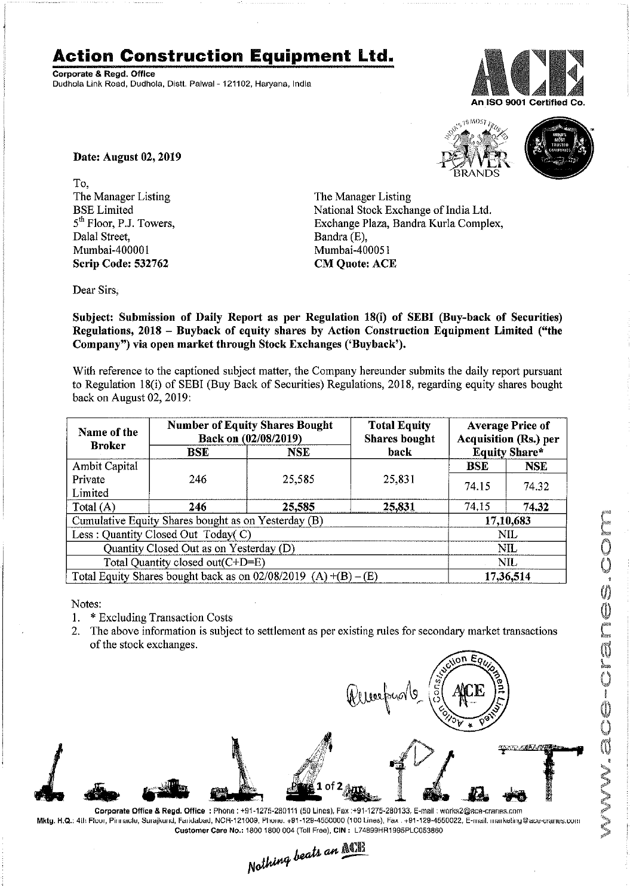# Action Construction Equipment Ltd.

**Corporate & Regd. Office**
Dudhola Link Road, Dudhola, Distt. Palwal - 121102, Haryana, India

An ISO 9001 Certified Co.

**Date: August 02, 2019**

To,
The Manager Listing
BSE Limited
5th Floor, P.J. Towers,
Dalal Street,
Mumbai-400001
**Scrip Code: 532762**

The Manager Listing
National Stock Exchange of India Ltd.
Exchange Plaza, Bandra Kurla Complex,
Bandra (E),
Mumbai-400051
**CM Quote: ACE**

Dear Sirs,

**Subject: Submission of Daily Report as per Regulation 18(i) of SEBI (Buy-back of Securities) Regulations, 2018 – Buyback of equity shares by Action Construction Equipment Limited ("the Company") via open market through Stock Exchanges ('Buyback').**

With reference to the captioned subject matter, the Company hereunder submits the daily report pursuant to Regulation 18(i) of SEBI (Buy Back of Securities) Regulations, 2018, regarding equity shares bought back on August 02, 2019:

| Name of the Broker | Number of Equity Shares Bought Back on (02/08/2019) | | Total Equity Shares bought back | Average Price of Acquisition (Rs.) per Equity Share* | |
|---|---|---|---|---|---|
| | BSE | NSE | | BSE | NSE |
| Ambit Capital Private Limited | 246 | 25,585 | 25,831 | 74.15 | 74.32 |
| Total (A) | **246** | **25,585** | **25,831** | 74.15 | **74.32** |
| Cumulative Equity Shares bought as on Yesterday (B) | | | | **17,10,683** | |
| Less : Quantity Closed Out Today( C) | | | | NIL | |
| Quantity Closed Out as on Yesterday (D) | | | | NIL | |
| Total Quantity closed out(C+D=E) | | | | NIL | |
| Total Equity Shares bought back as on 02/08/2019 (A) +(B) – (E) | | | | **17,36,514** | |

Notes:

1. * Excluding Transaction Costs
2. The above information is subject to settlement as per existing rules for secondary market transactions of the stock exchanges.

Corporate Office & Regd. Office : Phone : +91-1275-280111 (50 Lines), Fax :+91-1275-280133, E-mail : works2@ace-cranes.com
Mktg. H.Q.: 4th Floor, Pinnacle, Surajkund, Faridabad, NCR-121009, Phone: +91-129-4550000 (100 Lines), Fax : +91-129-4550022, E-mail: marketing@ace-cranes.com
Customer Care No.: 1800 1800 004 (Toll Free), CIN : L74899HR1995PLC053860

*Nothing beats an ACE*

www.ace-cranes.com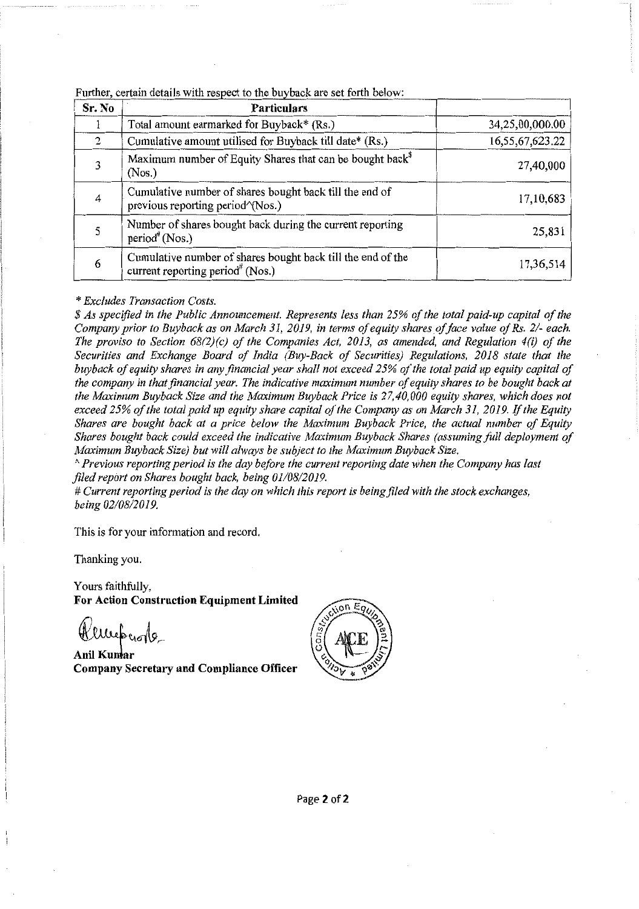Further, certain details with respect to the buyback are set forth below:

| Sr. No | Particulars | |
|---|---|---|
| 1 | Total amount earmarked for Buyback* (Rs.) | 34,25,00,000.00 |
| 2 | Cumulative amount utilised for Buyback till date* (Rs.) | 16,55,67,623.22 |
| 3 | Maximum number of Equity Shares that can be bought back$ (Nos.) | 27,40,000 |
| 4 | Cumulative number of shares bought back till the end of previous reporting period^(Nos.) | 17,10,683 |
| 5 | Number of shares bought back during the current reporting period# (Nos.) | 25,831 |
| 6 | Cumulative number of shares bought back till the end of the current reporting period# (Nos.) | 17,36,514 |

*\* Excludes Transaction Costs.*

*$ As specified in the Public Announcement. Represents less than 25% of the total paid-up capital of the Company prior to Buyback as on March 31, 2019, in terms of equity shares of face value of Rs. 2/- each. The proviso to Section 68(2)(c) of the Companies Act, 2013, as amended, and Regulation 4(i) of the Securities and Exchange Board of India (Buy-Back of Securities) Regulations, 2018 state that the buyback of equity shares in any financial year shall not exceed 25% of the total paid up equity capital of the company in that financial year. The indicative maximum number of equity shares to be bought back at the Maximum Buyback Size and the Maximum Buyback Price is 27,40,000 equity shares, which does not exceed 25% of the total paid up equity share capital of the Company as on March 31, 2019. If the Equity Shares are bought back at a price below the Maximum Buyback Price, the actual number of Equity Shares bought back could exceed the indicative Maximum Buyback Shares (assuming full deployment of Maximum Buyback Size) but will always be subject to the Maximum Buyback Size.*

*^ Previous reporting period is the day before the current reporting date when the Company has last filed report on Shares bought back, being 01/08/2019.*

*# Current reporting period is the day on which this report is being filed with the stock exchanges, being 02/08/2019.*

This is for your information and record.

Thanking you.

Yours faithfully,
**For Action Construction Equipment Limited**

**Anil Kumar**
**Company Secretary and Compliance Officer**